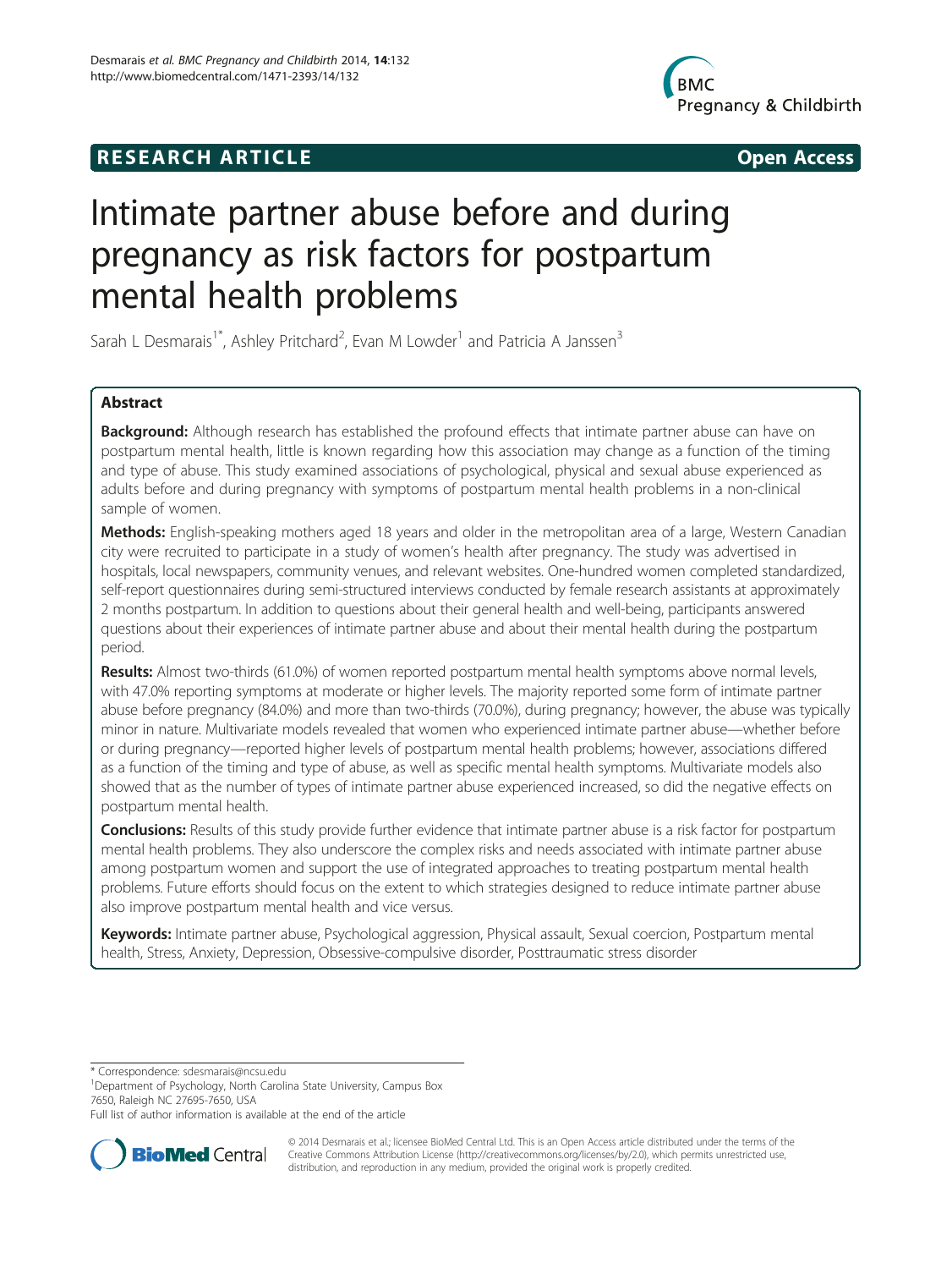RESEARCH ARTICLE Open Access

# Intimate partner abuse before and during pregnancy as risk factors for postpartum mental health problems

Sarah L Desmarais[1*], Ashley Pritchard[2], Evan M Lowder[1] and Patricia A Janssen[3]

## Abstract

**Background:** Although research has established the profound effects that intimate partner abuse can have on postpartum mental health, little is known regarding how this association may change as a function of the timing and type of abuse. This study examined associations of psychological, physical and sexual abuse experienced as adults before and during pregnancy with symptoms of postpartum mental health problems in a non-clinical sample of women.

**Methods:** English-speaking mothers aged 18 years and older in the metropolitan area of a large, Western Canadian city were recruited to participate in a study of women's health after pregnancy. The study was advertised in hospitals, local newspapers, community venues, and relevant websites. One-hundred women completed standardized, self-report questionnaires during semi-structured interviews conducted by female research assistants at approximately 2 months postpartum. In addition to questions about their general health and well-being, participants answered questions about their experiences of intimate partner abuse and about their mental health during the postpartum period.

**Results:** Almost two-thirds (61.0%) of women reported postpartum mental health symptoms above normal levels, with 47.0% reporting symptoms at moderate or higher levels. The majority reported some form of intimate partner abuse before pregnancy (84.0%) and more than two-thirds (70.0%), during pregnancy; however, the abuse was typically minor in nature. Multivariate models revealed that women who experienced intimate partner abuse—whether before or during pregnancy—reported higher levels of postpartum mental health problems; however, associations differed as a function of the timing and type of abuse, as well as specific mental health symptoms. Multivariate models also showed that as the number of types of intimate partner abuse experienced increased, so did the negative effects on postpartum mental health.

**Conclusions:** Results of this study provide further evidence that intimate partner abuse is a risk factor for postpartum mental health problems. They also underscore the complex risks and needs associated with intimate partner abuse among postpartum women and support the use of integrated approaches to treating postpartum mental health problems. Future efforts should focus on the extent to which strategies designed to reduce intimate partner abuse also improve postpartum mental health and vice versa.

**Keywords:** Intimate partner abuse, Psychological aggression, Physical assault, Sexual coercion, Postpartum mental health, Stress, Anxiety, Depression, Obsessive-compulsive disorder, Posttraumatic stress disorder

\* Correspondence: sdesmarais@ncsu.edu

[1]Department of Psychology, North Carolina State University, Campus Box 7650, Raleigh NC 27695-7650, USA

Full list of author information is available at the end of the article

© 2014 Desmarais et al.; licensee BioMed Central Ltd. This is an Open Access article distributed under the terms of the Creative Commons Attribution License (http://creativecommons.org/licenses/by/2.0), which permits unrestricted use, distribution, and reproduction in any medium, provided the original work is properly credited.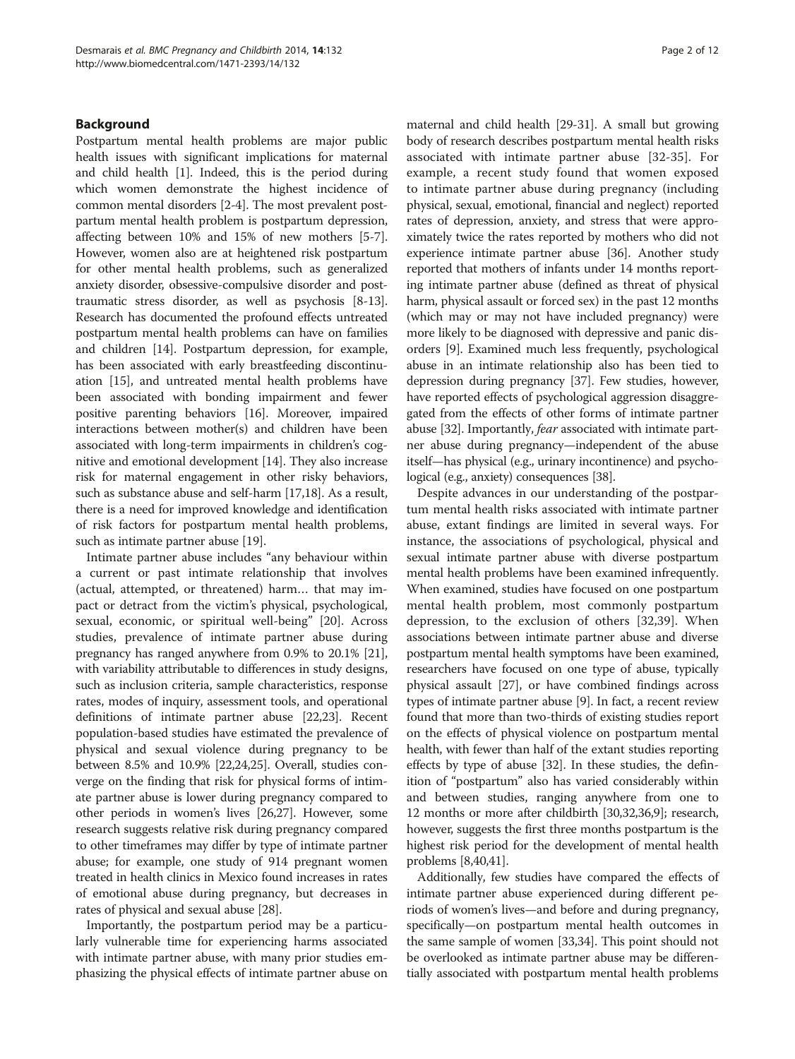## Background

Postpartum mental health problems are major public health issues with significant implications for maternal and child health [1]. Indeed, this is the period during which women demonstrate the highest incidence of common mental disorders [2-4]. The most prevalent postpartum mental health problem is postpartum depression, affecting between 10% and 15% of new mothers [5-7]. However, women also are at heightened risk postpartum for other mental health problems, such as generalized anxiety disorder, obsessive-compulsive disorder and post-traumatic stress disorder, as well as psychosis [8-13]. Research has documented the profound effects untreated postpartum mental health problems can have on families and children [14]. Postpartum depression, for example, has been associated with early breastfeeding discontinuation [15], and untreated mental health problems have been associated with bonding impairment and fewer positive parenting behaviors [16]. Moreover, impaired interactions between mother(s) and children have been associated with long-term impairments in children's cognitive and emotional development [14]. They also increase risk for maternal engagement in other risky behaviors, such as substance abuse and self-harm [17,18]. As a result, there is a need for improved knowledge and identification of risk factors for postpartum mental health problems, such as intimate partner abuse [19].

Intimate partner abuse includes "any behaviour within a current or past intimate relationship that involves (actual, attempted, or threatened) harm… that may impact or detract from the victim's physical, psychological, sexual, economic, or spiritual well-being" [20]. Across studies, prevalence of intimate partner abuse during pregnancy has ranged anywhere from 0.9% to 20.1% [21], with variability attributable to differences in study designs, such as inclusion criteria, sample characteristics, response rates, modes of inquiry, assessment tools, and operational definitions of intimate partner abuse [22,23]. Recent population-based studies have estimated the prevalence of physical and sexual violence during pregnancy to be between 8.5% and 10.9% [22,24,25]. Overall, studies converge on the finding that risk for physical forms of intimate partner abuse is lower during pregnancy compared to other periods in women's lives [26,27]. However, some research suggests relative risk during pregnancy compared to other timeframes may differ by type of intimate partner abuse; for example, one study of 914 pregnant women treated in health clinics in Mexico found increases in rates of emotional abuse during pregnancy, but decreases in rates of physical and sexual abuse [28].

Importantly, the postpartum period may be a particularly vulnerable time for experiencing harms associated with intimate partner abuse, with many prior studies emphasizing the physical effects of intimate partner abuse on maternal and child health [29-31]. A small but growing body of research describes postpartum mental health risks associated with intimate partner abuse [32-35]. For example, a recent study found that women exposed to intimate partner abuse during pregnancy (including physical, sexual, emotional, financial and neglect) reported rates of depression, anxiety, and stress that were approximately twice the rates reported by mothers who did not experience intimate partner abuse [36]. Another study reported that mothers of infants under 14 months reporting intimate partner abuse (defined as threat of physical harm, physical assault or forced sex) in the past 12 months (which may or may not have included pregnancy) were more likely to be diagnosed with depressive and panic disorders [9]. Examined much less frequently, psychological abuse in an intimate relationship also has been tied to depression during pregnancy [37]. Few studies, however, have reported effects of psychological aggression disaggregated from the effects of other forms of intimate partner abuse [32]. Importantly, *fear* associated with intimate partner abuse during pregnancy—independent of the abuse itself—has physical (e.g., urinary incontinence) and psychological (e.g., anxiety) consequences [38].

Despite advances in our understanding of the postpartum mental health risks associated with intimate partner abuse, extant findings are limited in several ways. For instance, the associations of psychological, physical and sexual intimate partner abuse with diverse postpartum mental health problems have been examined infrequently. When examined, studies have focused on one postpartum mental health problem, most commonly postpartum depression, to the exclusion of others [32,39]. When associations between intimate partner abuse and diverse postpartum mental health symptoms have been examined, researchers have focused on one type of abuse, typically physical assault [27], or have combined findings across types of intimate partner abuse [9]. In fact, a recent review found that more than two-thirds of existing studies report on the effects of physical violence on postpartum mental health, with fewer than half of the extant studies reporting effects by type of abuse [32]. In these studies, the definition of "postpartum" also has varied considerably within and between studies, ranging anywhere from one to 12 months or more after childbirth [30,32,36,9]; research, however, suggests the first three months postpartum is the highest risk period for the development of mental health problems [8,40,41].

Additionally, few studies have compared the effects of intimate partner abuse experienced during different periods of women's lives—and before and during pregnancy, specifically—on postpartum mental health outcomes in the same sample of women [33,34]. This point should not be overlooked as intimate partner abuse may be differentially associated with postpartum mental health problems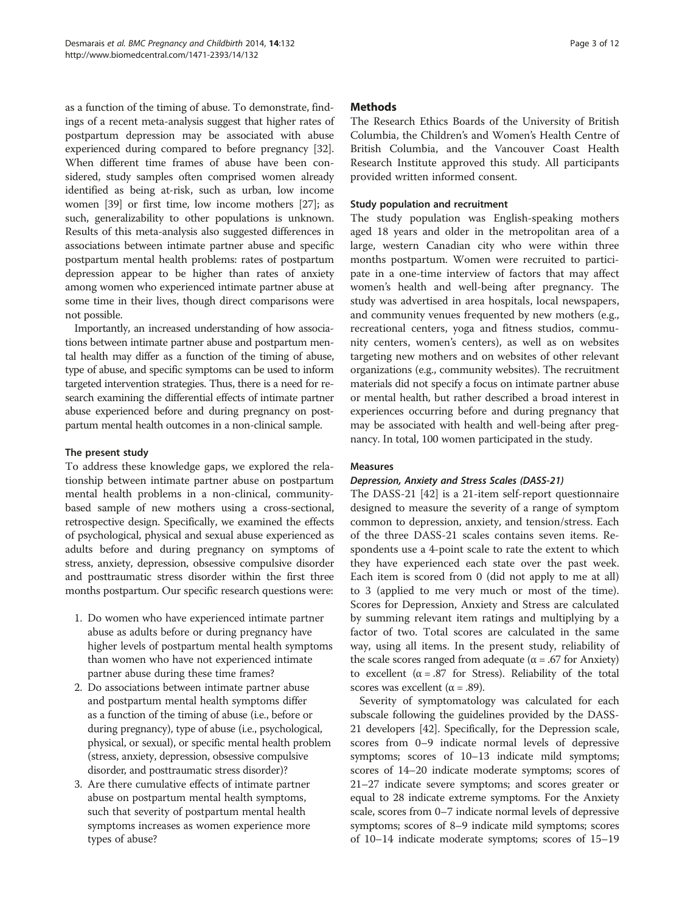as a function of the timing of abuse. To demonstrate, findings of a recent meta-analysis suggest that higher rates of postpartum depression may be associated with abuse experienced during compared to before pregnancy [32]. When different time frames of abuse have been considered, study samples often comprised women already identified as being at-risk, such as urban, low income women [39] or first time, low income mothers [27]; as such, generalizability to other populations is unknown. Results of this meta-analysis also suggested differences in associations between intimate partner abuse and specific postpartum mental health problems: rates of postpartum depression appear to be higher than rates of anxiety among women who experienced intimate partner abuse at some time in their lives, though direct comparisons were not possible.

Importantly, an increased understanding of how associations between intimate partner abuse and postpartum mental health may differ as a function of the timing of abuse, type of abuse, and specific symptoms can be used to inform targeted intervention strategies. Thus, there is a need for research examining the differential effects of intimate partner abuse experienced before and during pregnancy on postpartum mental health outcomes in a non-clinical sample.

### The present study

To address these knowledge gaps, we explored the relationship between intimate partner abuse on postpartum mental health problems in a non-clinical, community-based sample of new mothers using a cross-sectional, retrospective design. Specifically, we examined the effects of psychological, physical and sexual abuse experienced as adults before and during pregnancy on symptoms of stress, anxiety, depression, obsessive compulsive disorder and posttraumatic stress disorder within the first three months postpartum. Our specific research questions were:

1. Do women who have experienced intimate partner abuse as adults before or during pregnancy have higher levels of postpartum mental health symptoms than women who have not experienced intimate partner abuse during these time frames?
2. Do associations between intimate partner abuse and postpartum mental health symptoms differ as a function of the timing of abuse (i.e., before or during pregnancy), type of abuse (i.e., psychological, physical, or sexual), or specific mental health problem (stress, anxiety, depression, obsessive compulsive disorder, and posttraumatic stress disorder)?
3. Are there cumulative effects of intimate partner abuse on postpartum mental health symptoms, such that severity of postpartum mental health symptoms increases as women experience more types of abuse?

## Methods

The Research Ethics Boards of the University of British Columbia, the Children's and Women's Health Centre of British Columbia, and the Vancouver Coast Health Research Institute approved this study. All participants provided written informed consent.

### Study population and recruitment

The study population was English-speaking mothers aged 18 years and older in the metropolitan area of a large, western Canadian city who were within three months postpartum. Women were recruited to participate in a one-time interview of factors that may affect women's health and well-being after pregnancy. The study was advertised in area hospitals, local newspapers, and community venues frequented by new mothers (e.g., recreational centers, yoga and fitness studios, community centers, women's centers), as well as on websites targeting new mothers and on websites of other relevant organizations (e.g., community websites). The recruitment materials did not specify a focus on intimate partner abuse or mental health, but rather described a broad interest in experiences occurring before and during pregnancy that may be associated with health and well-being after pregnancy. In total, 100 women participated in the study.

### Measures

#### *Depression, Anxiety and Stress Scales (DASS-21)*

The DASS-21 [42] is a 21-item self-report questionnaire designed to measure the severity of a range of symptom common to depression, anxiety, and tension/stress. Each of the three DASS-21 scales contains seven items. Respondents use a 4-point scale to rate the extent to which they have experienced each state over the past week. Each item is scored from 0 (did not apply to me at all) to 3 (applied to me very much or most of the time). Scores for Depression, Anxiety and Stress are calculated by summing relevant item ratings and multiplying by a factor of two. Total scores are calculated in the same way, using all items. In the present study, reliability of the scale scores ranged from adequate ($\alpha = .67$ for Anxiety) to excellent ($\alpha = .87$ for Stress). Reliability of the total scores was excellent ($\alpha = .89$).

Severity of symptomatology was calculated for each subscale following the guidelines provided by the DASS-21 developers [42]. Specifically, for the Depression scale, scores from 0–9 indicate normal levels of depressive symptoms; scores of 10–13 indicate mild symptoms; scores of 14–20 indicate moderate symptoms; scores of 21–27 indicate severe symptoms; and scores greater or equal to 28 indicate extreme symptoms. For the Anxiety scale, scores from 0–7 indicate normal levels of depressive symptoms; scores of 8–9 indicate mild symptoms; scores of 10–14 indicate moderate symptoms; scores of 15–19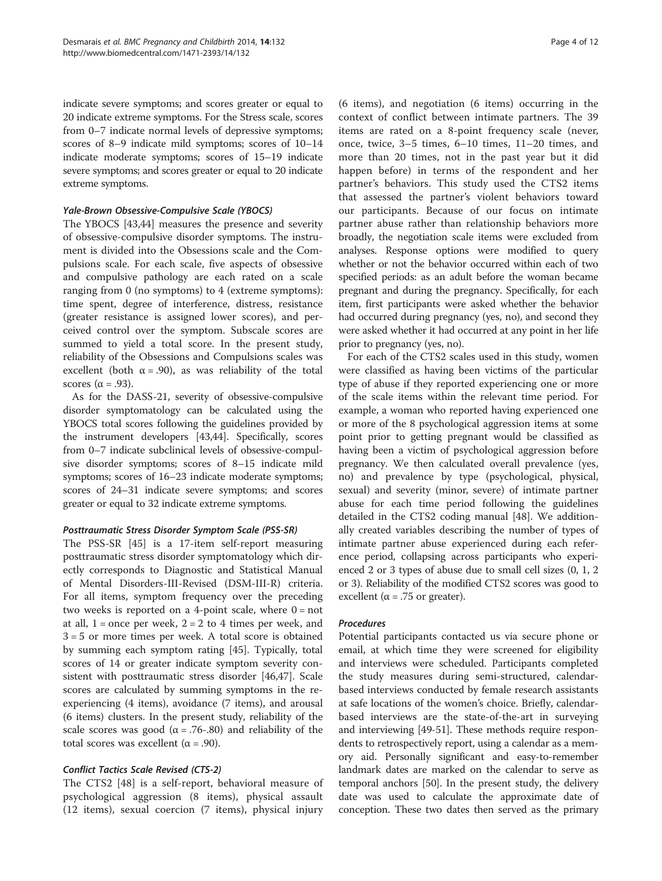indicate severe symptoms; and scores greater or equal to 20 indicate extreme symptoms. For the Stress scale, scores from 0–7 indicate normal levels of depressive symptoms; scores of 8–9 indicate mild symptoms; scores of 10–14 indicate moderate symptoms; scores of 15–19 indicate severe symptoms; and scores greater or equal to 20 indicate extreme symptoms.

#### *Yale-Brown Obsessive-Compulsive Scale (YBOCS)*

The YBOCS [43,44] measures the presence and severity of obsessive-compulsive disorder symptoms. The instrument is divided into the Obsessions scale and the Compulsions scale. For each scale, five aspects of obsessive and compulsive pathology are each rated on a scale ranging from 0 (no symptoms) to 4 (extreme symptoms): time spent, degree of interference, distress, resistance (greater resistance is assigned lower scores), and perceived control over the symptom. Subscale scores are summed to yield a total score. In the present study, reliability of the Obsessions and Compulsions scales was excellent (both $\alpha = .90$), as was reliability of the total scores ($\alpha = .93$).

As for the DASS-21, severity of obsessive-compulsive disorder symptomatology can be calculated using the YBOCS total scores following the guidelines provided by the instrument developers [43,44]. Specifically, scores from 0–7 indicate subclinical levels of obsessive-compulsive disorder symptoms; scores of 8–15 indicate mild symptoms; scores of 16–23 indicate moderate symptoms; scores of 24–31 indicate severe symptoms; and scores greater or equal to 32 indicate extreme symptoms.

#### *Posttraumatic Stress Disorder Symptom Scale (PSS-SR)*

The PSS-SR [45] is a 17-item self-report measuring posttraumatic stress disorder symptomatology which directly corresponds to Diagnostic and Statistical Manual of Mental Disorders-III-Revised (DSM-III-R) criteria. For all items, symptom frequency over the preceding two weeks is reported on a 4-point scale, where 0 = not at all, 1 = once per week, 2 = 2 to 4 times per week, and 3 = 5 or more times per week. A total score is obtained by summing each symptom rating [45]. Typically, total scores of 14 or greater indicate symptom severity consistent with posttraumatic stress disorder [46,47]. Scale scores are calculated by summing symptoms in the re-experiencing (4 items), avoidance (7 items), and arousal (6 items) clusters. In the present study, reliability of the scale scores was good ($\alpha = .76$-.80) and reliability of the total scores was excellent ($\alpha = .90$).

#### *Conflict Tactics Scale Revised (CTS-2)*

The CTS2 [48] is a self-report, behavioral measure of psychological aggression (8 items), physical assault (12 items), sexual coercion (7 items), physical injury (6 items), and negotiation (6 items) occurring in the context of conflict between intimate partners. The 39 items are rated on a 8-point frequency scale (never, once, twice, 3–5 times, 6–10 times, 11–20 times, and more than 20 times, not in the past year but it did happen before) in terms of the respondent and her partner's behaviors. This study used the CTS2 items that assessed the partner's violent behaviors toward our participants. Because of our focus on intimate partner abuse rather than relationship behaviors more broadly, the negotiation scale items were excluded from analyses. Response options were modified to query whether or not the behavior occurred within each of two specified periods: as an adult before the woman became pregnant and during the pregnancy. Specifically, for each item, first participants were asked whether the behavior had occurred during pregnancy (yes, no), and second they were asked whether it had occurred at any point in her life prior to pregnancy (yes, no).

For each of the CTS2 scales used in this study, women were classified as having been victims of the particular type of abuse if they reported experiencing one or more of the scale items within the relevant time period. For example, a woman who reported having experienced one or more of the 8 psychological aggression items at some point prior to getting pregnant would be classified as having been a victim of psychological aggression before pregnancy. We then calculated overall prevalence (yes, no) and prevalence by type (psychological, physical, sexual) and severity (minor, severe) of intimate partner abuse for each time period following the guidelines detailed in the CTS2 coding manual [48]. We additionally created variables describing the number of types of intimate partner abuse experienced during each reference period, collapsing across participants who experienced 2 or 3 types of abuse due to small cell sizes (0, 1, 2 or 3). Reliability of the modified CTS2 scores was good to excellent ($\alpha = .75$ or greater).

### *Procedures*

Potential participants contacted us via secure phone or email, at which time they were screened for eligibility and interviews were scheduled. Participants completed the study measures during semi-structured, calendar-based interviews conducted by female research assistants at safe locations of the women's choice. Briefly, calendar-based interviews are the state-of-the-art in surveying and interviewing [49-51]. These methods require respondents to retrospectively report, using a calendar as a memory aid. Personally significant and easy-to-remember landmark dates are marked on the calendar to serve as temporal anchors [50]. In the present study, the delivery date was used to calculate the approximate date of conception. These two dates then served as the primary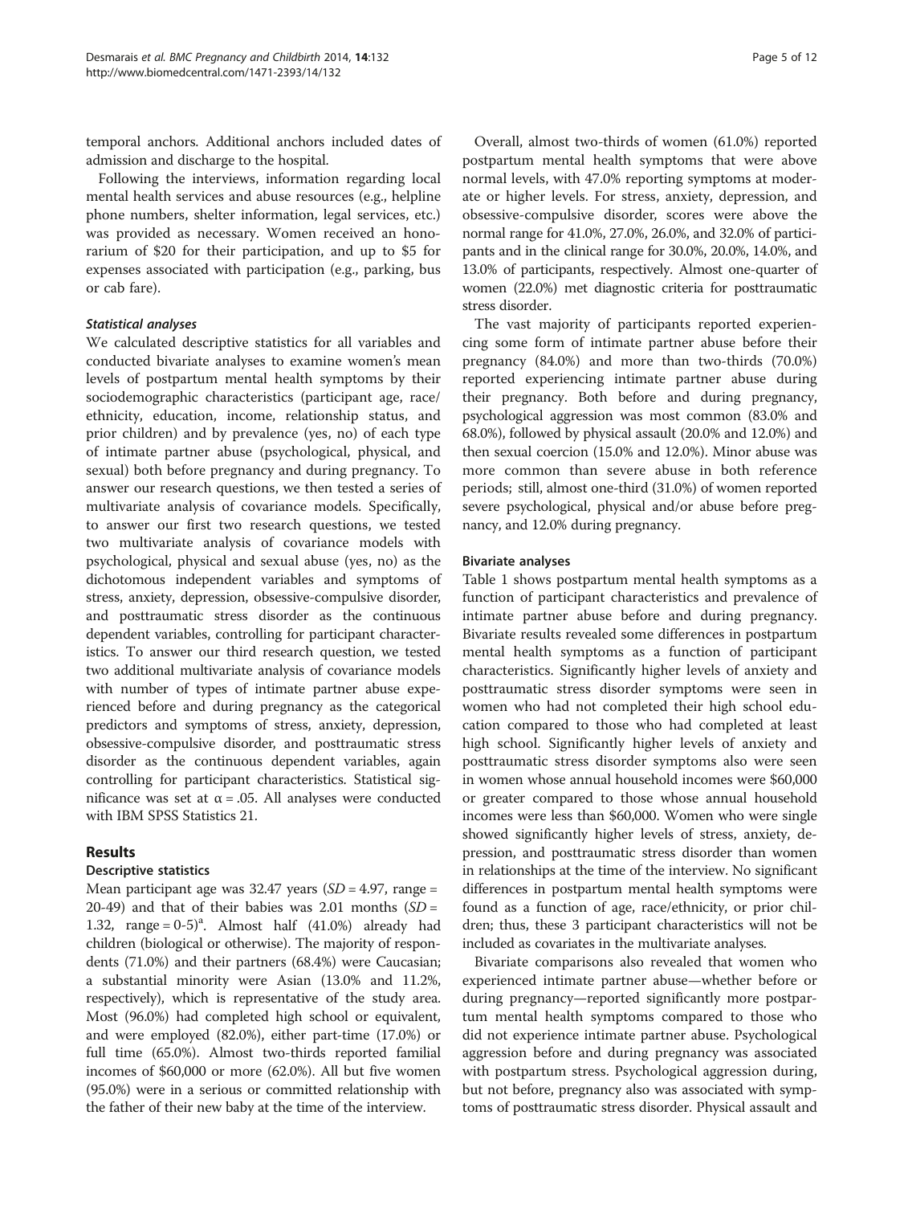temporal anchors. Additional anchors included dates of admission and discharge to the hospital.

Following the interviews, information regarding local mental health services and abuse resources (e.g., helpline phone numbers, shelter information, legal services, etc.) was provided as necessary. Women received an honorarium of $20 for their participation, and up to $5 for expenses associated with participation (e.g., parking, bus or cab fare).

#### *Statistical analyses*

We calculated descriptive statistics for all variables and conducted bivariate analyses to examine women's mean levels of postpartum mental health symptoms by their sociodemographic characteristics (participant age, race/ethnicity, education, income, relationship status, and prior children) and by prevalence (yes, no) of each type of intimate partner abuse (psychological, physical, and sexual) both before pregnancy and during pregnancy. To answer our research questions, we then tested a series of multivariate analysis of covariance models. Specifically, to answer our first two research questions, we tested two multivariate analysis of covariance models with psychological, physical and sexual abuse (yes, no) as the dichotomous independent variables and symptoms of stress, anxiety, depression, obsessive-compulsive disorder, and posttraumatic stress disorder as the continuous dependent variables, controlling for participant characteristics. To answer our third research question, we tested two additional multivariate analysis of covariance models with number of types of intimate partner abuse experienced before and during pregnancy as the categorical predictors and symptoms of stress, anxiety, depression, obsessive-compulsive disorder, and posttraumatic stress disorder as the continuous dependent variables, again controlling for participant characteristics. Statistical significance was set at $\alpha = .05$. All analyses were conducted with IBM SPSS Statistics 21.

## Results

### Descriptive statistics

Mean participant age was 32.47 years ($SD = 4.97$, range = 20-49) and that of their babies was 2.01 months ($SD = 1.32$, range = 0-5)[a]. Almost half (41.0%) already had children (biological or otherwise). The majority of respondents (71.0%) and their partners (68.4%) were Caucasian; a substantial minority were Asian (13.0% and 11.2%, respectively), which is representative of the study area. Most (96.0%) had completed high school or equivalent, and were employed (82.0%), either part-time (17.0%) or full time (65.0%). Almost two-thirds reported familial incomes of $60,000 or more (62.0%). All but five women (95.0%) were in a serious or committed relationship with the father of their new baby at the time of the interview.

Overall, almost two-thirds of women (61.0%) reported postpartum mental health symptoms that were above normal levels, with 47.0% reporting symptoms at moderate or higher levels. For stress, anxiety, depression, and obsessive-compulsive disorder, scores were above the normal range for 41.0%, 27.0%, 26.0%, and 32.0% of participants and in the clinical range for 30.0%, 20.0%, 14.0%, and 13.0% of participants, respectively. Almost one-quarter of women (22.0%) met diagnostic criteria for posttraumatic stress disorder.

The vast majority of participants reported experiencing some form of intimate partner abuse before their pregnancy (84.0%) and more than two-thirds (70.0%) reported experiencing intimate partner abuse during their pregnancy. Both before and during pregnancy, psychological aggression was most common (83.0% and 68.0%), followed by physical assault (20.0% and 12.0%) and then sexual coercion (15.0% and 12.0%). Minor abuse was more common than severe abuse in both reference periods; still, almost one-third (31.0%) of women reported severe psychological, physical and/or abuse before pregnancy, and 12.0% during pregnancy.

### Bivariate analyses

Table 1 shows postpartum mental health symptoms as a function of participant characteristics and prevalence of intimate partner abuse before and during pregnancy. Bivariate results revealed some differences in postpartum mental health symptoms as a function of participant characteristics. Significantly higher levels of anxiety and posttraumatic stress disorder symptoms were seen in women who had not completed their high school education compared to those who had completed at least high school. Significantly higher levels of anxiety and posttraumatic stress disorder symptoms also were seen in women whose annual household incomes were $60,000 or greater compared to those whose annual household incomes were less than $60,000. Women who were single showed significantly higher levels of stress, anxiety, depression, and posttraumatic stress disorder than women in relationships at the time of the interview. No significant differences in postpartum mental health symptoms were found as a function of age, race/ethnicity, or prior children; thus, these 3 participant characteristics will not be included as covariates in the multivariate analyses.

Bivariate comparisons also revealed that women who experienced intimate partner abuse—whether before or during pregnancy—reported significantly more postpartum mental health symptoms compared to those who did not experience intimate partner abuse. Psychological aggression before and during pregnancy was associated with postpartum stress. Psychological aggression during, but not before, pregnancy also was associated with symptoms of posttraumatic stress disorder. Physical assault and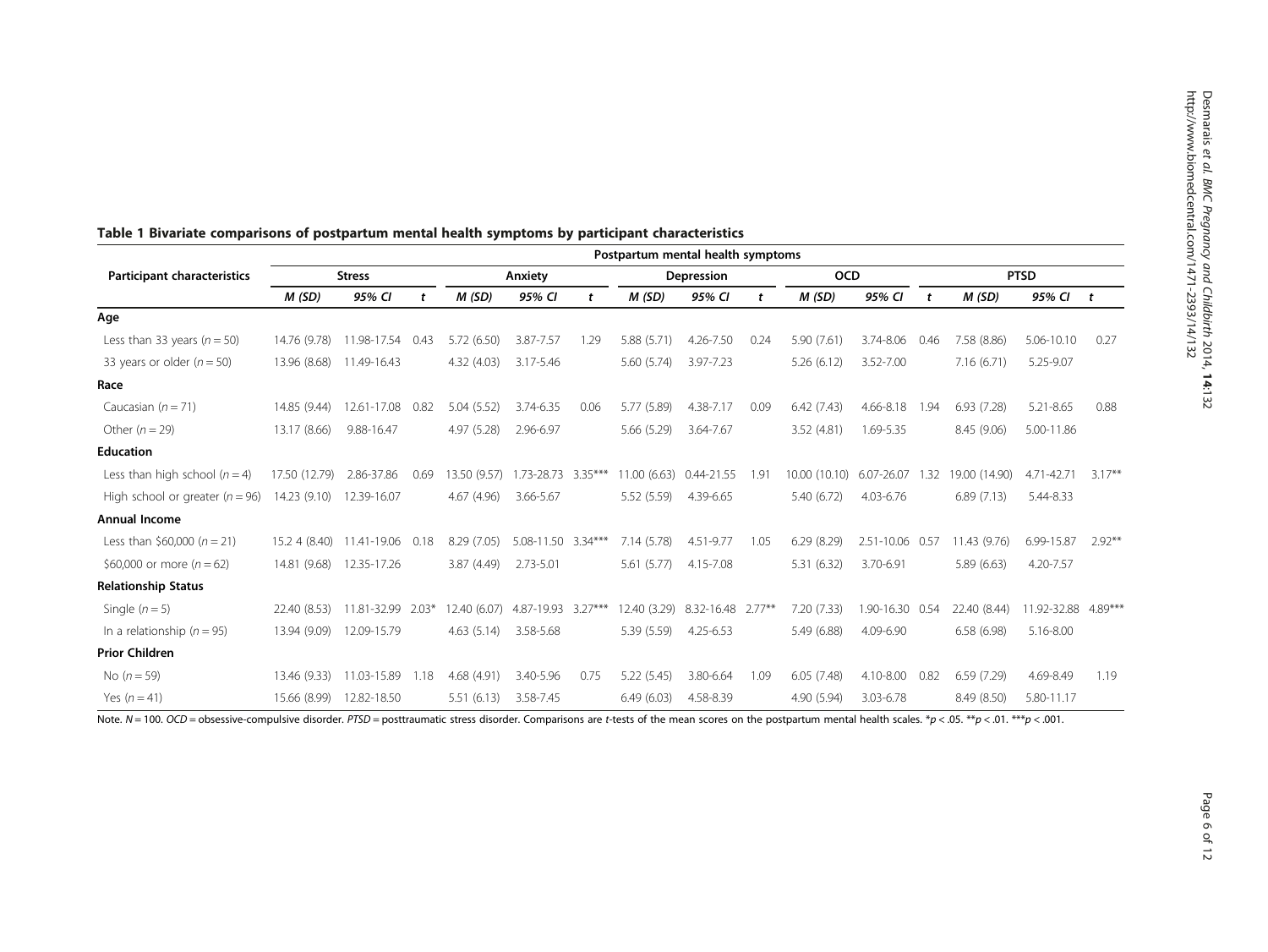**Table 1 Bivariate comparisons of postpartum mental health symptoms by participant characteristics**

| Participant characteristics | Postpartum mental health symptoms | | | | | | | | | | | | | | |
|---|---|---|---|---|---|---|---|---|---|---|---|---|---|---|---|
| | Stress | | | Anxiety | | | Depression | | | OCD | | | PTSD | | |
| | *M (SD)* | *95% CI* | *t* | *M (SD)* | *95% CI* | *t* | *M (SD)* | *95% CI* | *t* | *M (SD)* | *95% CI* | *t* | *M (SD)* | *95% CI* | *t* |
| **Age** | | | | | | | | | | | | | | | |
| Less than 33 years ($n = 50$) | 14.76 (9.78) | 11.98-17.54 | 0.43 | 5.72 (6.50) | 3.87-7.57 | 1.29 | 5.88 (5.71) | 4.26-7.50 | 0.24 | 5.90 (7.61) | 3.74-8.06 | 0.46 | 7.58 (8.86) | 5.06-10.10 | 0.27 |
| 33 years or older ($n = 50$) | 13.96 (8.68) | 11.49-16.43 | | 4.32 (4.03) | 3.17-5.46 | | 5.60 (5.74) | 3.97-7.23 | | 5.26 (6.12) | 3.52-7.00 | | 7.16 (6.71) | 5.25-9.07 | |
| **Race** | | | | | | | | | | | | | | | |
| Caucasian ($n = 71$) | 14.85 (9.44) | 12.61-17.08 | 0.82 | 5.04 (5.52) | 3.74-6.35 | 0.06 | 5.77 (5.89) | 4.38-7.17 | 0.09 | 6.42 (7.43) | 4.66-8.18 | 1.94 | 6.93 (7.28) | 5.21-8.65 | 0.88 |
| Other ($n = 29$) | 13.17 (8.66) | 9.88-16.47 | | 4.97 (5.28) | 2.96-6.97 | | 5.66 (5.29) | 3.64-7.67 | | 3.52 (4.81) | 1.69-5.35 | | 8.45 (9.06) | 5.00-11.86 | |
| **Education** | | | | | | | | | | | | | | | |
| Less than high school ($n = 4$) | 17.50 (12.79) | 2.86-37.86 | 0.69 | 13.50 (9.57) | 1.73-28.73 | 3.35*** | 11.00 (6.63) | 0.44-21.55 | 1.91 | 10.00 (10.10) | 6.07-26.07 | 1.32 | 19.00 (14.90) | 4.71-42.71 | 3.17** |
| High school or greater ($n = 96$) | 14.23 (9.10) | 12.39-16.07 | | 4.67 (4.96) | 3.66-5.67 | | 5.52 (5.59) | 4.39-6.65 | | 5.40 (6.72) | 4.03-6.76 | | 6.89 (7.13) | 5.44-8.33 | |
| **Annual Income** | | | | | | | | | | | | | | | |
| Less than $60,000 ($n = 21$) | 15.2 4 (8.40) | 11.41-19.06 | 0.18 | 8.29 (7.05) | 5.08-11.50 | 3.34*** | 7.14 (5.78) | 4.51-9.77 | 1.05 | 6.29 (8.29) | 2.51-10.06 | 0.57 | 11.43 (9.76) | 6.99-15.87 | 2.92** |
| $60,000 or more ($n = 62$) | 14.81 (9.68) | 12.35-17.26 | | 3.87 (4.49) | 2.73-5.01 | | 5.61 (5.77) | 4.15-7.08 | | 5.31 (6.32) | 3.70-6.91 | | 5.89 (6.63) | 4.20-7.57 | |
| **Relationship Status** | | | | | | | | | | | | | | | |
| Single ($n = 5$) | 22.40 (8.53) | 11.81-32.99 | 2.03* | 12.40 (6.07) | 4.87-19.93 | 3.27*** | 12.40 (3.29) | 8.32-16.48 | 2.77** | 7.20 (7.33) | 1.90-16.30 | 0.54 | 22.40 (8.44) | 11.92-32.88 | 4.89*** |
| In a relationship ($n = 95$) | 13.94 (9.09) | 12.09-15.79 | | 4.63 (5.14) | 3.58-5.68 | | 5.39 (5.59) | 4.25-6.53 | | 5.49 (6.88) | 4.09-6.90 | | 6.58 (6.98) | 5.16-8.00 | |
| **Prior Children** | | | | | | | | | | | | | | | |
| No ($n = 59$) | 13.46 (9.33) | 11.03-15.89 | 1.18 | 4.68 (4.91) | 3.40-5.96 | 0.75 | 5.22 (5.45) | 3.80-6.64 | 1.09 | 6.05 (7.48) | 4.10-8.00 | 0.82 | 6.59 (7.29) | 4.69-8.49 | 1.19 |
| Yes ($n = 41$) | 15.66 (8.99) | 12.82-18.50 | | 5.51 (6.13) | 3.58-7.45 | | 6.49 (6.03) | 4.58-8.39 | | 4.90 (5.94) | 3.03-6.78 | | 8.49 (8.50) | 5.80-11.17 | |

Note. $N = 100$. *OCD* = obsessive-compulsive disorder. *PTSD* = posttraumatic stress disorder. Comparisons are *t*-tests of the mean scores on the postpartum mental health scales. *$p < .05$. **$p < .01$. ***$p < .001$.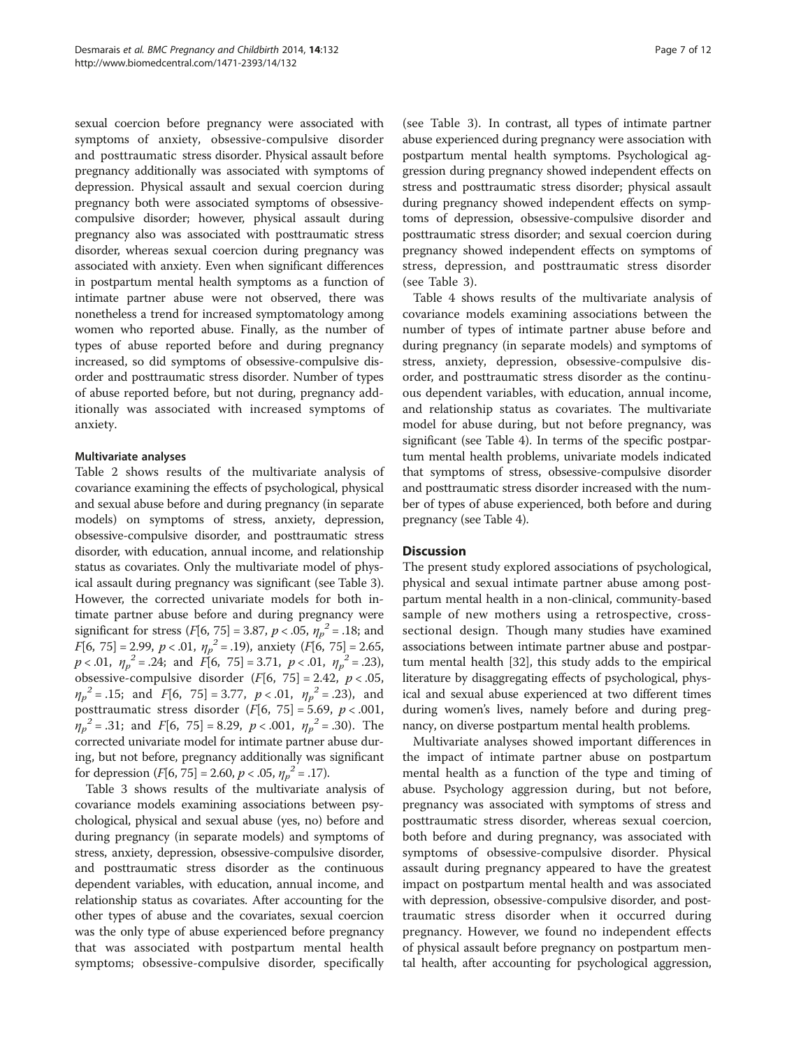sexual coercion before pregnancy were associated with symptoms of anxiety, obsessive-compulsive disorder and posttraumatic stress disorder. Physical assault before pregnancy additionally was associated with symptoms of depression. Physical assault and sexual coercion during pregnancy both were associated symptoms of obsessive-compulsive disorder; however, physical assault during pregnancy also was associated with posttraumatic stress disorder, whereas sexual coercion during pregnancy was associated with anxiety. Even when significant differences in postpartum mental health symptoms as a function of intimate partner abuse were not observed, there was nonetheless a trend for increased symptomatology among women who reported abuse. Finally, as the number of types of abuse reported before and during pregnancy increased, so did symptoms of obsessive-compulsive disorder and posttraumatic stress disorder. Number of types of abuse reported before, but not during, pregnancy additionally was associated with increased symptoms of anxiety.

#### Multivariate analyses

Table 2 shows results of the multivariate analysis of covariance examining the effects of psychological, physical and sexual abuse before and during pregnancy (in separate models) on symptoms of stress, anxiety, depression, obsessive-compulsive disorder, and posttraumatic stress disorder, with education, annual income, and relationship status as covariates. Only the multivariate model of physical assault during pregnancy was significant (see Table 3). However, the corrected univariate models for both intimate partner abuse before and during pregnancy were significant for stress ($F[6, 75] = 3.87$, $p < .05$, $\eta_p^2 = .18$; and $F[6, 75] = 2.99$, $p < .01$, $\eta_p^2 = .19$), anxiety ($F[6, 75] = 2.65$, $p < .01$, $\eta_p^2 = .24$; and $F[6, 75] = 3.71$, $p < .01$, $\eta_p^2 = .23$), obsessive-compulsive disorder ($F[6, 75] = 2.42$, $p < .05$, $\eta_p^2 = .15$; and $F[6, 75] = 3.77$, $p < .01$, $\eta_p^2 = .23$), and posttraumatic stress disorder ($F[6, 75] = 5.69$, $p < .001$, $\eta_p^2 = .31$; and $F[6, 75] = 8.29$, $p < .001$, $\eta_p^2 = .30$). The corrected univariate model for intimate partner abuse during, but not before, pregnancy additionally was significant for depression ($F[6, 75] = 2.60$, $p < .05$, $\eta_p^2 = .17$).

Table 3 shows results of the multivariate analysis of covariance models examining associations between psychological, physical and sexual abuse (yes, no) before and during pregnancy (in separate models) and symptoms of stress, anxiety, depression, obsessive-compulsive disorder, and posttraumatic stress disorder as the continuous dependent variables, with education, annual income, and relationship status as covariates. After accounting for the other types of abuse and the covariates, sexual coercion was the only type of abuse experienced before pregnancy that was associated with postpartum mental health symptoms; obsessive-compulsive disorder, specifically (see Table 3). In contrast, all types of intimate partner abuse experienced during pregnancy were association with postpartum mental health symptoms. Psychological aggression during pregnancy showed independent effects on stress and posttraumatic stress disorder; physical assault during pregnancy showed independent effects on symptoms of depression, obsessive-compulsive disorder and posttraumatic stress disorder; and sexual coercion during pregnancy showed independent effects on symptoms of stress, depression, and posttraumatic stress disorder (see Table 3).

Table 4 shows results of the multivariate analysis of covariance models examining associations between the number of types of intimate partner abuse before and during pregnancy (in separate models) and symptoms of stress, anxiety, depression, obsessive-compulsive disorder, and posttraumatic stress disorder as the continuous dependent variables, with education, annual income, and relationship status as covariates. The multivariate model for abuse during, but not before pregnancy, was significant (see Table 4). In terms of the specific postpartum mental health problems, univariate models indicated that symptoms of stress, obsessive-compulsive disorder and posttraumatic stress disorder increased with the number of types of abuse experienced, both before and during pregnancy (see Table 4).

## Discussion

The present study explored associations of psychological, physical and sexual intimate partner abuse among postpartum mental health in a non-clinical, community-based sample of new mothers using a retrospective, cross-sectional design. Though many studies have examined associations between intimate partner abuse and postpartum mental health [32], this study adds to the empirical literature by disaggregating effects of psychological, physical and sexual abuse experienced at two different times during women's lives, namely before and during pregnancy, on diverse postpartum mental health problems.

Multivariate analyses showed important differences in the impact of intimate partner abuse on postpartum mental health as a function of the type and timing of abuse. Psychology aggression during, but not before, pregnancy was associated with symptoms of stress and posttraumatic stress disorder, whereas sexual coercion, both before and during pregnancy, was associated with symptoms of obsessive-compulsive disorder. Physical assault during pregnancy appeared to have the greatest impact on postpartum mental health and was associated with depression, obsessive-compulsive disorder, and posttraumatic stress disorder when it occurred during pregnancy. However, we found no independent effects of physical assault before pregnancy on postpartum mental health, after accounting for psychological aggression,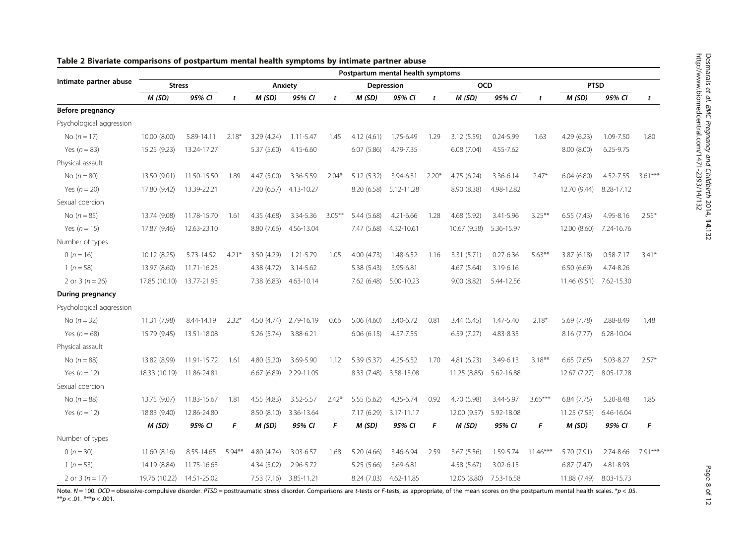**Table 2 Bivariate comparisons of postpartum mental health symptoms by intimate partner abuse**

| Intimate partner abuse | Postpartum mental health symptoms | | | | | | | | | | | | | | |
|---|---|---|---|---|---|---|---|---|---|---|---|---|---|---|---|
| | Stress | | | Anxiety | | | Depression | | | OCD | | | PTSD | | |
| | *M (SD)* | *95% CI* | *t* | *M (SD)* | *95% CI* | *t* | *M (SD)* | *95% CI* | *t* | *M (SD)* | *95% CI* | *t* | *M (SD)* | *95% CI* | *t* |
| **Before pregnancy** | | | | | | | | | | | | | | | |
| Psychological aggression | | | | | | | | | | | | | | | |
| No ($n = 17$) | 10.00 (8.00) | 5.89-14.11 | 2.18* | 3.29 (4.24) | 1.11-5.47 | 1.45 | 4.12 (4.61) | 1.75-6.49 | 1.29 | 3.12 (5.59) | 0.24-5.99 | 1.63 | 4.29 (6.23) | 1.09-7.50 | 1.80 |
| Yes ($n = 83$) | 15.25 (9.23) | 13.24-17.27 | | 5.37 (5.60) | 4.15-6.60 | | 6.07 (5.86) | 4.79-7.35 | | 6.08 (7.04) | 4.55-7.62 | | 8.00 (8.00) | 6.25-9.75 | |
| Physical assault | | | | | | | | | | | | | | | |
| No ($n = 80$) | 13.50 (9.01) | 11.50-15.50 | 1.89 | 4.47 (5.00) | 3.36-5.59 | 2.04* | 5.12 (5.32) | 3.94-6.31 | 2.20* | 4.75 (6.24) | 3.36-6.14 | 2.47* | 6.04 (6.80) | 4.52-7.55 | 3.61*** |
| Yes ($n = 20$) | 17.80 (9.42) | 13.39-22.21 | | 7.20 (6.57) | 4.13-10.27 | | 8.20 (6.58) | 5.12-11.28 | | 8.90 (8.38) | 4.98-12.82 | | 12.70 (9.44) | 8.28-17.12 | |
| Sexual coercion | | | | | | | | | | | | | | | |
| No ($n = 85$) | 13.74 (9.08) | 11.78-15.70 | 1.61 | 4.35 (4.68) | 3.34-5.36 | 3.05** | 5.44 (5.68) | 4.21-6.66 | 1.28 | 4.68 (5.92) | 3.41-5.96 | 3.25** | 6.55 (7.43) | 4.95-8.16 | 2.55* |
| Yes ($n = 15$) | 17.87 (9.46) | 12.63-23.10 | | 8.80 (7.66) | 4.56-13.04 | | 7.47 (5.68) | 4.32-10.61 | | 10.67 (9.58) | 5.36-15.97 | | 12.00 (8.60) | 7.24-16.76 | |
| Number of types | | | | | | | | | | | | | | | |
| 0 ($n = 16$) | 10.12 (8.25) | 5.73-14.52 | 4.21* | 3.50 (4.29) | 1.21-5.79 | 1.05 | 4.00 (4.73) | 1.48-6.52 | 1.16 | 3.31 (5.71) | 0.27-6.36 | 5.63** | 3.87 (6.18) | 0.58-7.17 | 3.41* |
| 1 ($n = 58$) | 13.97 (8.60) | 11.71-16.23 | | 4.38 (4.72) | 3.14-5.62 | | 5.38 (5.43) | 3.95-6.81 | | 4.67 (5.64) | 3.19-6.16 | | 6.50 (6.69) | 4.74-8.26 | |
| 2 or 3 ($n = 26$) | 17.85 (10.10) | 13.77-21.93 | | 7.38 (6.83) | 4.63-10.14 | | 7.62 (6.48) | 5.00-10.23 | | 9.00 (8.82) | 5.44-12.56 | | 11.46 (9.51) | 7.62-15.30 | |
| **During pregnancy** | | | | | | | | | | | | | | | |
| Psychological aggression | | | | | | | | | | | | | | | |
| No ($n = 32$) | 11.31 (7.98) | 8.44-14.19 | 2.32* | 4.50 (4.74) | 2.79-16.19 | 0.66 | 5.06 (4.60) | 3.40-6.72 | 0.81 | 3.44 (5.45) | 1.47-5.40 | 2.18* | 5.69 (7.78) | 2.88-8.49 | 1.48 |
| Yes ($n = 68$) | 15.79 (9.45) | 13.51-18.08 | | 5.26 (5.74) | 3.88-6.21 | | 6.06 (6.15) | 4.57-7.55 | | 6.59 (7.27) | 4.83-8.35 | | 8.16 (7.77) | 6.28-10.04 | |
| Physical assault | | | | | | | | | | | | | | | |
| No ($n = 88$) | 13.82 (8.99) | 11.91-15.72 | 1.61 | 4.80 (5.20) | 3.69-5.90 | 1.12 | 5.39 (5.37) | 4.25-6.52 | 1.70 | 4.81 (6.23) | 3.49-6.13 | 3.18** | 6.65 (7.65) | 5.03-8.27 | 2.57* |
| Yes ($n = 12$) | 18.33 (10.19) | 11.86-24.81 | | 6.67 (6.89) | 2.29-11.05 | | 8.33 (7.48) | 3.58-13.08 | | 11.25 (8.85) | 5.62-16.88 | | 12.67 (7.27) | 8.05-17.28 | |
| Sexual coercion | | | | | | | | | | | | | | | |
| No ($n = 88$) | 13.75 (9.07) | 11.83-15.67 | 1.81 | 4.55 (4.83) | 3.52-5.57 | 2.42* | 5.55 (5.62) | 4.35-6.74 | 0.92 | 4.70 (5.98) | 3.44-5.97 | 3.66*** | 6.84 (7.75) | 5.20-8.48 | 1.85 |
| Yes ($n = 12$) | 18.83 (9.40) | 12.86-24.80 | | 8.50 (8.10) | 3.36-13.64 | | 7.17 (6.29) | 3.17-11.17 | | 12.00 (9.57) | 5.92-18.08 | | 11.25 (7.53) | 6.46-16.04 | |
| | *M (SD)* | *95% CI* | *F* | *M (SD)* | *95% CI* | *F* | *M (SD)* | *95% CI* | *F* | *M (SD)* | *95% CI* | *F* | *M (SD)* | *95% CI* | *F* |
| Number of types | | | | | | | | | | | | | | | |
| 0 ($n = 30$) | 11.60 (8.16) | 8.55-14.65 | 5.94** | 4.80 (4.74) | 3.03-6.57 | 1.68 | 5.20 (4.66) | 3.46-6.94 | 2.59 | 3.67 (5.56) | 1.59-5.74 | 11.46*** | 5.70 (7.91) | 2.74-8.66 | 7.91*** |
| 1 ($n = 53$) | 14.19 (8.84) | 11.75-16.63 | | 4.34 (5.02) | 2.96-5.72 | | 5.25 (5.66) | 3.69-6.81 | | 4.58 (5.67) | 3.02-6.15 | | 6.87 (7.47) | 4.81-8.93 | |
| 2 or 3 ($n = 17$) | 19.76 (10.22) | 14.51-25.02 | | 7.53 (7.16) | 3.85-11.21 | | 8.24 (7.03) | 4.62-11.85 | | 12.06 (8.80) | 7.53-16.58 | | 11.88 (7.49) | 8.03-15.73 | |

Note. $N = 100$. *OCD* = obsessive-compulsive disorder. *PTSD* = posttraumatic stress disorder. Comparisons are *t*-tests or *F*-tests, as appropriate, of the mean scores on the postpartum mental health scales. *$p < .05$. **$p < .01$. ***$p < .001$.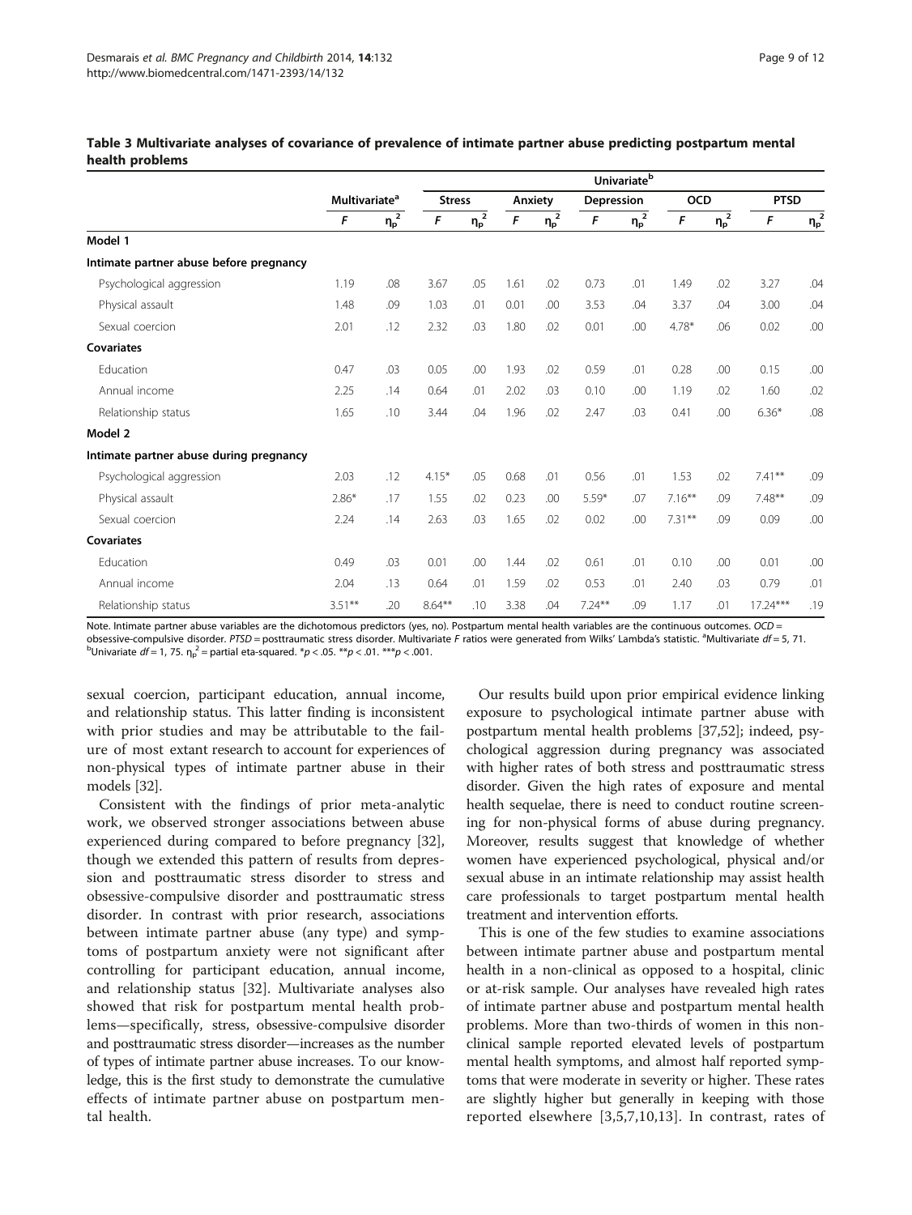**Table 3 Multivariate analyses of covariance of prevalence of intimate partner abuse predicting postpartum mental health problems**

| | Multivariate[a] | | Univariate[b] | | | | | | | | | |
|---|---|---|---|---|---|---|---|---|---|---|---|---|
| | | | Stress | | Anxiety | | Depression | | OCD | | PTSD | |
| | *F* | $\eta_p^2$ | *F* | $\eta_p^2$ | *F* | $\eta_p^2$ | *F* | $\eta_p^2$ | *F* | $\eta_p^2$ | *F* | $\eta_p^2$ |
| **Model 1** | | | | | | | | | | | | |
| **Intimate partner abuse before pregnancy** | | | | | | | | | | | | |
| Psychological aggression | 1.19 | .08 | 3.67 | .05 | 1.61 | .02 | 0.73 | .01 | 1.49 | .02 | 3.27 | .04 |
| Physical assault | 1.48 | .09 | 1.03 | .01 | 0.01 | .00 | 3.53 | .04 | 3.37 | .04 | 3.00 | .04 |
| Sexual coercion | 2.01 | .12 | 2.32 | .03 | 1.80 | .02 | 0.01 | .00 | 4.78* | .06 | 0.02 | .00 |
| **Covariates** | | | | | | | | | | | | |
| Education | 0.47 | .03 | 0.05 | .00 | 1.93 | .02 | 0.59 | .01 | 0.28 | .00 | 0.15 | .00 |
| Annual income | 2.25 | .14 | 0.64 | .01 | 2.02 | .03 | 0.10 | .00 | 1.19 | .02 | 1.60 | .02 |
| Relationship status | 1.65 | .10 | 3.44 | .04 | 1.96 | .02 | 2.47 | .03 | 0.41 | .00 | 6.36* | .08 |
| **Model 2** | | | | | | | | | | | | |
| **Intimate partner abuse during pregnancy** | | | | | | | | | | | | |
| Psychological aggression | 2.03 | .12 | 4.15* | .05 | 0.68 | .01 | 0.56 | .01 | 1.53 | .02 | 7.41** | .09 |
| Physical assault | 2.86* | .17 | 1.55 | .02 | 0.23 | .00 | 5.59* | .07 | 7.16** | .09 | 7.48** | .09 |
| Sexual coercion | 2.24 | .14 | 2.63 | .03 | 1.65 | .02 | 0.02 | .00 | 7.31** | .09 | 0.09 | .00 |
| **Covariates** | | | | | | | | | | | | |
| Education | 0.49 | .03 | 0.01 | .00 | 1.44 | .02 | 0.61 | .01 | 0.10 | .00 | 0.01 | .00 |
| Annual income | 2.04 | .13 | 0.64 | .01 | 1.59 | .02 | 0.53 | .01 | 2.40 | .03 | 0.79 | .01 |
| Relationship status | 3.51** | .20 | 8.64** | .10 | 3.38 | .04 | 7.24** | .09 | 1.17 | .01 | 17.24*** | .19 |

Note. Intimate partner abuse variables are the dichotomous predictors (yes, no). Postpartum mental health variables are the continuous outcomes. *OCD* = obsessive-compulsive disorder. *PTSD* = posttraumatic stress disorder. Multivariate *F* ratios were generated from Wilks' Lambda's statistic. [a]Multivariate $df = 5, 71$. [b]Univariate $df = 1, 75$. $\eta_p^2$ = partial eta-squared. *$p < .05$. **$p < .01$. ***$p < .001$.

sexual coercion, participant education, annual income, and relationship status. This latter finding is inconsistent with prior studies and may be attributable to the failure of most extant research to account for experiences of non-physical types of intimate partner abuse in their models [32].

Consistent with the findings of prior meta-analytic work, we observed stronger associations between abuse experienced during compared to before pregnancy [32], though we extended this pattern of results from depression and posttraumatic stress disorder to stress and obsessive-compulsive disorder and posttraumatic stress disorder. In contrast with prior research, associations between intimate partner abuse (any type) and symptoms of postpartum anxiety were not significant after controlling for participant education, annual income, and relationship status [32]. Multivariate analyses also showed that risk for postpartum mental health problems—specifically, stress, obsessive-compulsive disorder and posttraumatic stress disorder—increases as the number of types of intimate partner abuse increases. To our knowledge, this is the first study to demonstrate the cumulative effects of intimate partner abuse on postpartum mental health.

Our results build upon prior empirical evidence linking exposure to psychological intimate partner abuse with postpartum mental health problems [37,52]; indeed, psychological aggression during pregnancy was associated with higher rates of both stress and posttraumatic stress disorder. Given the high rates of exposure and mental health sequelae, there is need to conduct routine screening for non-physical forms of abuse during pregnancy. Moreover, results suggest that knowledge of whether women have experienced psychological, physical and/or sexual abuse in an intimate relationship may assist health care professionals to target postpartum mental health treatment and intervention efforts.

This is one of the few studies to examine associations between intimate partner abuse and postpartum mental health in a non-clinical as opposed to a hospital, clinic or at-risk sample. Our analyses have revealed high rates of intimate partner abuse and postpartum mental health problems. More than two-thirds of women in this non-clinical sample reported elevated levels of postpartum mental health symptoms, and almost half reported symptoms that were moderate in severity or higher. These rates are slightly higher but generally in keeping with those reported elsewhere [3,5,7,10,13]. In contrast, rates of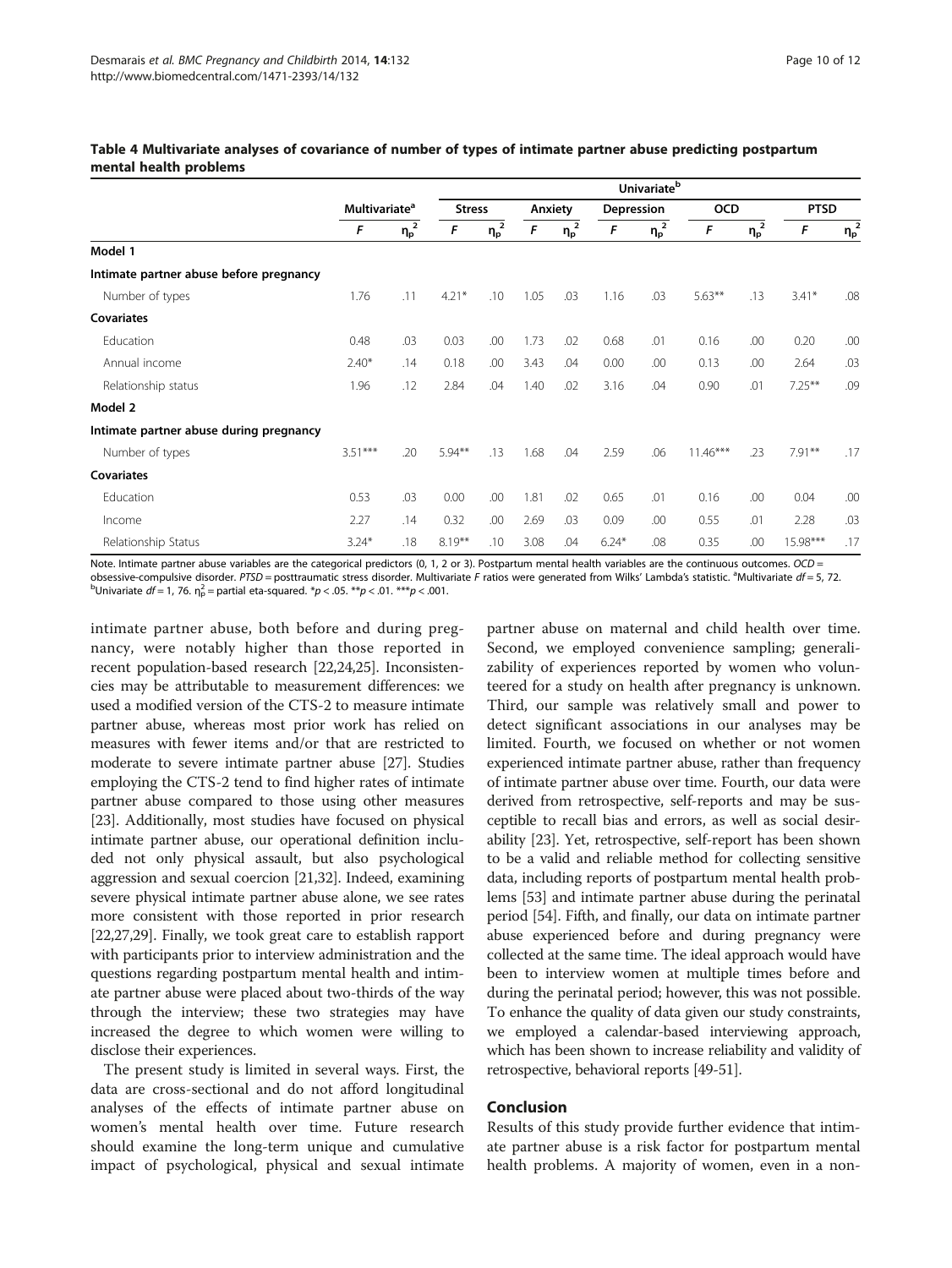**Table 4 Multivariate analyses of covariance of number of types of intimate partner abuse predicting postpartum mental health problems**

| | Multivariate[a] | | Univariate[b] | | | | | | | | | |
|---|---|---|---|---|---|---|---|---|---|---|---|---|
| | | | Stress | | Anxiety | | Depression | | OCD | | PTSD | |
| | *F* | $\eta_p^2$ | *F* | $\eta_p^2$ | *F* | $\eta_p^2$ | *F* | $\eta_p^2$ | *F* | $\eta_p^2$ | *F* | $\eta_p^2$ |
| **Model 1** | | | | | | | | | | | | |
| **Intimate partner abuse before pregnancy** | | | | | | | | | | | | |
| Number of types | 1.76 | .11 | 4.21* | .10 | 1.05 | .03 | 1.16 | .03 | 5.63** | .13 | 3.41* | .08 |
| **Covariates** | | | | | | | | | | | | |
| Education | 0.48 | .03 | 0.03 | .00 | 1.73 | .02 | 0.68 | .01 | 0.16 | .00 | 0.20 | .00 |
| Annual income | 2.40* | .14 | 0.18 | .00 | 3.43 | .04 | 0.00 | .00 | 0.13 | .00 | 2.64 | .03 |
| Relationship status | 1.96 | .12 | 2.84 | .04 | 1.40 | .02 | 3.16 | .04 | 0.90 | .01 | 7.25** | .09 |
| **Model 2** | | | | | | | | | | | | |
| **Intimate partner abuse during pregnancy** | | | | | | | | | | | | |
| Number of types | 3.51*** | .20 | 5.94** | .13 | 1.68 | .04 | 2.59 | .06 | 11.46*** | .23 | 7.91** | .17 |
| **Covariates** | | | | | | | | | | | | |
| Education | 0.53 | .03 | 0.00 | .00 | 1.81 | .02 | 0.65 | .01 | 0.16 | .00 | 0.04 | .00 |
| Income | 2.27 | .14 | 0.32 | .00 | 2.69 | .03 | 0.09 | .00 | 0.55 | .01 | 2.28 | .03 |
| Relationship Status | 3.24* | .18 | 8.19** | .10 | 3.08 | .04 | 6.24* | .08 | 0.35 | .00 | 15.98*** | .17 |

Note. Intimate partner abuse variables are the categorical predictors (0, 1, 2 or 3). Postpartum mental health variables are the continuous outcomes. *OCD* = obsessive-compulsive disorder. *PTSD* = posttraumatic stress disorder. Multivariate *F* ratios were generated from Wilks' Lambda's statistic. [a]Multivariate $df = 5, 72$. [b]Univariate $df = 1, 76$. $\eta_p^2$ = partial eta-squared. \*$p < .05$. \*\*$p < .01$. \*\*\*$p < .001$.

intimate partner abuse, both before and during pregnancy, were notably higher than those reported in recent population-based research [22,24,25]. Inconsistencies may be attributable to measurement differences: we used a modified version of the CTS-2 to measure intimate partner abuse, whereas most prior work has relied on measures with fewer items and/or that are restricted to moderate to severe intimate partner abuse [27]. Studies employing the CTS-2 tend to find higher rates of intimate partner abuse compared to those using other measures [23]. Additionally, most studies have focused on physical intimate partner abuse, our operational definition included not only physical assault, but also psychological aggression and sexual coercion [21,32]. Indeed, examining severe physical intimate partner abuse alone, we see rates more consistent with those reported in prior research [22,27,29]. Finally, we took great care to establish rapport with participants prior to interview administration and the questions regarding postpartum mental health and intimate partner abuse were placed about two-thirds of the way through the interview; these two strategies may have increased the degree to which women were willing to disclose their experiences.

The present study is limited in several ways. First, the data are cross-sectional and do not afford longitudinal analyses of the effects of intimate partner abuse on women's mental health over time. Future research should examine the long-term unique and cumulative impact of psychological, physical and sexual intimate partner abuse on maternal and child health over time. Second, we employed convenience sampling; generalizability of experiences reported by women who volunteered for a study on health after pregnancy is unknown. Third, our sample was relatively small and power to detect significant associations in our analyses may be limited. Fourth, we focused on whether or not women experienced intimate partner abuse, rather than frequency of intimate partner abuse over time. Fourth, our data were derived from retrospective, self-reports and may be susceptible to recall bias and errors, as well as social desirability [23]. Yet, retrospective, self-report has been shown to be a valid and reliable method for collecting sensitive data, including reports of postpartum mental health problems [53] and intimate partner abuse during the perinatal period [54]. Fifth, and finally, our data on intimate partner abuse experienced before and during pregnancy were collected at the same time. The ideal approach would have been to interview women at multiple times before and during the perinatal period; however, this was not possible. To enhance the quality of data given our study constraints, we employed a calendar-based interviewing approach, which has been shown to increase reliability and validity of retrospective, behavioral reports [49-51].

## Conclusion

Results of this study provide further evidence that intimate partner abuse is a risk factor for postpartum mental health problems. A majority of women, even in a non-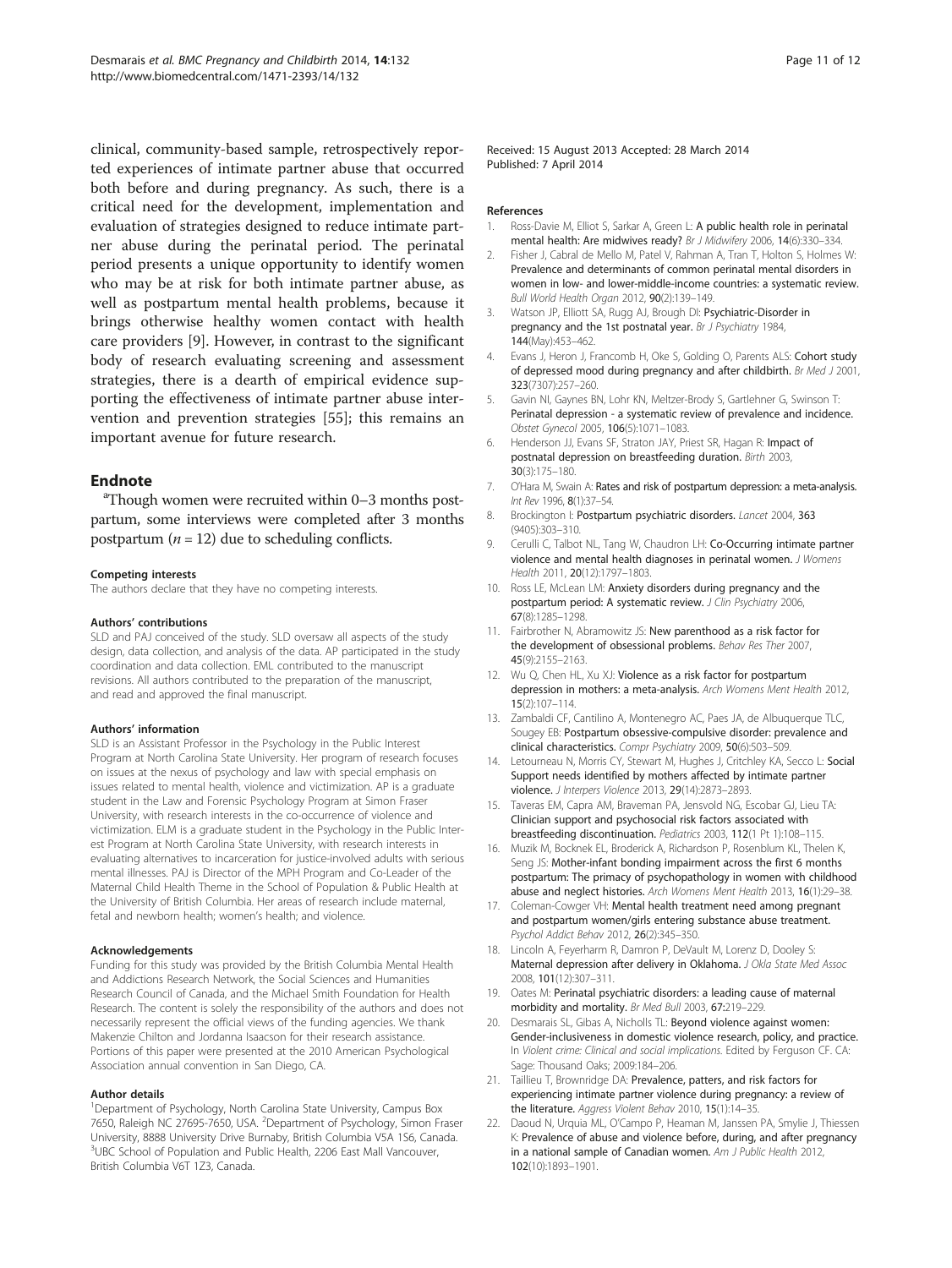clinical, community-based sample, retrospectively reported experiences of intimate partner abuse that occurred both before and during pregnancy. As such, there is a critical need for the development, implementation and evaluation of strategies designed to reduce intimate partner abuse during the perinatal period. The perinatal period presents a unique opportunity to identify women who may be at risk for both intimate partner abuse, as well as postpartum mental health problems, because it brings otherwise healthy women contact with health care providers [9]. However, in contrast to the significant body of research evaluating screening and assessment strategies, there is a dearth of empirical evidence supporting the effectiveness of intimate partner abuse intervention and prevention strategies [55]; this remains an important avenue for future research.

## Endnote

[a]Though women were recruited within 0–3 months postpartum, some interviews were completed after 3 months postpartum ($n = 12$) due to scheduling conflicts.

#### Competing interests

The authors declare that they have no competing interests.

#### Authors' contributions

SLD and PAJ conceived of the study. SLD oversaw all aspects of the study design, data collection, and analysis of the data. AP participated in the study coordination and data collection. EML contributed to the manuscript revisions. All authors contributed to the preparation of the manuscript, and read and approved the final manuscript.

#### Authors' information

SLD is an Assistant Professor in the Psychology in the Public Interest Program at North Carolina State University. Her program of research focuses on issues at the nexus of psychology and law with special emphasis on issues related to mental health, violence and victimization. AP is a graduate student in the Law and Forensic Psychology Program at Simon Fraser University, with research interests in the co-occurrence of violence and victimization. ELM is a graduate student in the Psychology in the Public Interest Program at North Carolina State University, with research interests in evaluating alternatives to incarceration for justice-involved adults with serious mental illnesses. PAJ is Director of the MPH Program and Co-Leader of the Maternal Child Health Theme in the School of Population & Public Health at the University of British Columbia. Her areas of research include maternal, fetal and newborn health; women's health; and violence.

#### Acknowledgements

Funding for this study was provided by the British Columbia Mental Health and Addictions Research Network, the Social Sciences and Humanities Research Council of Canada, and the Michael Smith Foundation for Health Research. The content is solely the responsibility of the authors and does not necessarily represent the official views of the funding agencies. We thank Makenzie Chilton and Jordanna Isaacson for their research assistance. Portions of this paper were presented at the 2010 American Psychological Association annual convention in San Diego, CA.

#### Author details

[1]Department of Psychology, North Carolina State University, Campus Box 7650, Raleigh NC 27695-7650, USA. [2]Department of Psychology, Simon Fraser University, 8888 University Drive Burnaby, British Columbia V5A 1S6, Canada. [3]UBC School of Population and Public Health, 2206 East Mall Vancouver, British Columbia V6T 1Z3, Canada.

Received: 15 August 2013 Accepted: 28 March 2014
Published: 7 April 2014

#### References

1. Ross-Davie M, Elliot S, Sarkar A, Green L: **A public health role in perinatal mental health: Are midwives ready?** *Br J Midwifery* 2006, **14**(6):330–334.
2. Fisher J, Cabral de Mello M, Patel V, Rahman A, Tran T, Holton S, Holmes W: **Prevalence and determinants of common perinatal mental disorders in women in low- and lower-middle-income countries: a systematic review.** *Bull World Health Organ* 2012, **90**(2):139–149.
3. Watson JP, Elliott SA, Rugg AJ, Brough DI: **Psychiatric-Disorder in pregnancy and the 1st postnatal year.** *Br J Psychiatry* 1984, **144**(May):453–462.
4. Evans J, Heron J, Francomb H, Oke S, Golding O, Parents ALS: **Cohort study of depressed mood during pregnancy and after childbirth.** *Br Med J* 2001, **323**(7307):257–260.
5. Gavin NI, Gaynes BN, Lohr KN, Meltzer-Brody S, Gartlehner G, Swinson T: **Perinatal depression - a systematic review of prevalence and incidence.** *Obstet Gynecol* 2005, **106**(5):1071–1083.
6. Henderson JJ, Evans SF, Straton JAY, Priest SR, Hagan R: **Impact of postnatal depression on breastfeeding duration.** *Birth* 2003, **30**(3):175–180.
7. O'Hara M, Swain A: **Rates and risk of postpartum depression: a meta-analysis.** *Int Rev* 1996, **8**(1):37–54.
8. Brockington I: **Postpartum psychiatric disorders.** *Lancet* 2004, **363** (9405):303–310.
9. Cerulli C, Talbot NL, Tang W, Chaudron LH: **Co-Occurring intimate partner violence and mental health diagnoses in perinatal women.** *J Womens Health* 2011, **20**(12):1797–1803.
10. Ross LE, McLean LM: **Anxiety disorders during pregnancy and the postpartum period: A systematic review.** *J Clin Psychiatry* 2006, **67**(8):1285–1298.
11. Fairbrother N, Abramowitz JS: **New parenthood as a risk factor for the development of obsessional problems.** *Behav Res Ther* 2007, **45**(9):2155–2163.
12. Wu Q, Chen HL, Xu XJ: **Violence as a risk factor for postpartum depression in mothers: a meta-analysis.** *Arch Womens Ment Health* 2012, **15**(2):107–114.
13. Zambaldi CF, Cantilino A, Montenegro AC, Paes JA, de Albuquerque TLC, Sougey EB: **Postpartum obsessive-compulsive disorder: prevalence and clinical characteristics.** *Compr Psychiatry* 2009, **50**(6):503–509.
14. Letourneau N, Morris CY, Stewart M, Hughes J, Critchley KA, Secco L: **Social Support needs identified by mothers affected by intimate partner violence.** *J Interpers Violence* 2013, **29**(14):2873–2893.
15. Taveras EM, Capra AM, Braveman PA, Jensvold NG, Escobar GJ, Lieu TA: **Clinician support and psychosocial risk factors associated with breastfeeding discontinuation.** *Pediatrics* 2003, **112**(1 Pt 1):108–115.
16. Muzik M, Bocknek EL, Broderick A, Richardson P, Rosenblum KL, Thelen K, Seng JS: **Mother-infant bonding impairment across the first 6 months postpartum: The primacy of psychopathology in women with childhood abuse and neglect histories.** *Arch Womens Ment Health* 2013, **16**(1):29–38.
17. Coleman-Cowger VH: **Mental health treatment need among pregnant and postpartum women/girls entering substance abuse treatment.** *Psychol Addict Behav* 2012, **26**(2):345–350.
18. Lincoln A, Feyerharm R, Damron P, DeVault M, Lorenz D, Dooley S: **Maternal depression after delivery in Oklahoma.** *J Okla State Med Assoc* 2008, **101**(12):307–311.
19. Oates M: **Perinatal psychiatric disorders: a leading cause of maternal morbidity and mortality.** *Br Med Bull* 2003, **67**:219–229.
20. Desmarais SL, Gibas A, Nicholls TL: **Beyond violence against women: Gender-inclusiveness in domestic violence research, policy, and practice.** In *Violent crime: Clinical and social implications.* Edited by Ferguson CF. CA: Sage: Thousand Oaks; 2009:184–206.
21. Taillieu T, Brownridge DA: **Prevalence, patters, and risk factors for experiencing intimate partner violence during pregnancy: a review of the literature.** *Aggress Violent Behav* 2010, **15**(1):14–35.
22. Daoud N, Urquia ML, O'Campo P, Heaman M, Janssen PA, Smylie J, Thiessen K: **Prevalence of abuse and violence before, during, and after pregnancy in a national sample of Canadian women.** *Am J Public Health* 2012, **102**(10):1893–1901.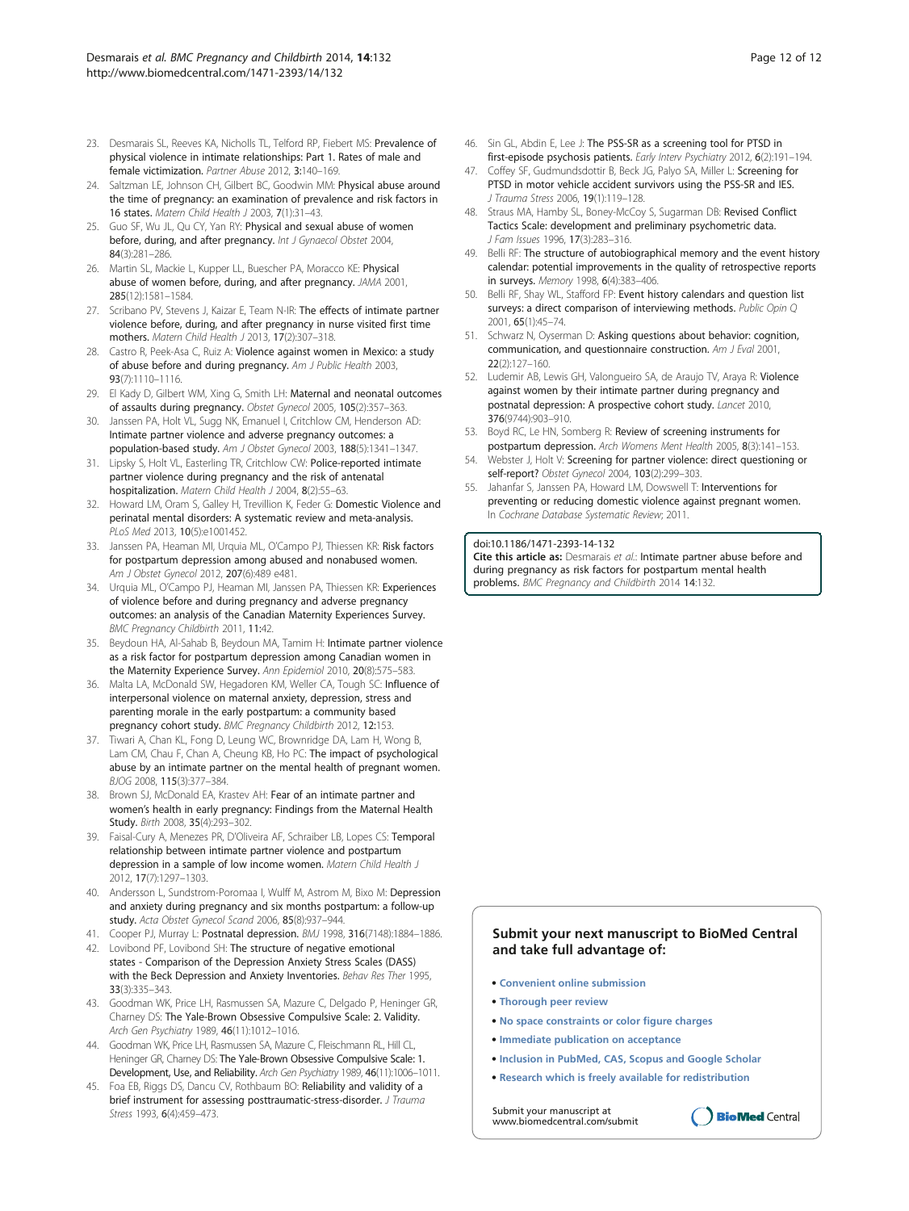23. Desmarais SL, Reeves KA, Nicholls TL, Telford RP, Fiebert MS: **Prevalence of physical violence in intimate relationships: Part 1. Rates of male and female victimization.** *Partner Abuse* 2012, **3**:140–169.
24. Saltzman LE, Johnson CH, Gilbert BC, Goodwin MM: **Physical abuse around the time of pregnancy: an examination of prevalence and risk factors in 16 states.** *Matern Child Health J* 2003, **7**(1):31–43.
25. Guo SF, Wu JL, Qu CY, Yan RY: **Physical and sexual abuse of women before, during, and after pregnancy.** *Int J Gynaecol Obstet* 2004, **84**(3):281–286.
26. Martin SL, Mackie L, Kupper LL, Buescher PA, Moracco KE: **Physical abuse of women before, during, and after pregnancy.** *JAMA* 2001, **285**(12):1581–1584.
27. Scribano PV, Stevens J, Kaizar E, Team N-IR: **The effects of intimate partner violence before, during, and after pregnancy in nurse visited first time mothers.** *Matern Child Health J* 2013, **17**(2):307–318.
28. Castro R, Peek-Asa C, Ruiz A: **Violence against women in Mexico: a study of abuse before and during pregnancy.** *Am J Public Health* 2003, **93**(7):1110–1116.
29. El Kady D, Gilbert WM, Xing G, Smith LH: **Maternal and neonatal outcomes of assaults during pregnancy.** *Obstet Gynecol* 2005, **105**(2):357–363.
30. Janssen PA, Holt VL, Sugg NK, Emanuel I, Critchlow CM, Henderson AD: **Intimate partner violence and adverse pregnancy outcomes: a population-based study.** *Am J Obstet Gynecol* 2003, **188**(5):1341–1347.
31. Lipsky S, Holt VL, Easterling TR, Critchlow CW: **Police-reported intimate partner violence during pregnancy and the risk of antenatal hospitalization.** *Matern Child Health J* 2004, **8**(2):55–63.
32. Howard LM, Oram S, Galley H, Trevillion K, Feder G: **Domestic Violence and perinatal mental disorders: A systematic review and meta-analysis.** *PLoS Med* 2013, **10**(5):e1001452.
33. Janssen PA, Heaman MI, Urquia ML, O'Campo PJ, Thiessen KR: **Risk factors for postpartum depression among abused and nonabused women.** *Am J Obstet Gynecol* 2012, **207**(6):489 e481.
34. Urquia ML, O'Campo PJ, Heaman MI, Janssen PA, Thiessen KR: **Experiences of violence before and during pregnancy and adverse pregnancy outcomes: an analysis of the Canadian Maternity Experiences Survey.** *BMC Pregnancy Childbirth* 2011, **11**:42.
35. Beydoun HA, Al-Sahab B, Beydoun MA, Tamim H: **Intimate partner violence as a risk factor for postpartum depression among Canadian women in the Maternity Experience Survey.** *Ann Epidemiol* 2010, **20**(8):575–583.
36. Malta LA, McDonald SW, Hegadoren KM, Weller CA, Tough SC: **Influence of interpersonal violence on maternal anxiety, depression, stress and parenting morale in the early postpartum: a community based pregnancy cohort study.** *BMC Pregnancy Childbirth* 2012, **12**:153.
37. Tiwari A, Chan KL, Fong D, Leung WC, Brownridge DA, Lam H, Wong B, Lam CM, Chau F, Chan A, Cheung KB, Ho PC: **The impact of psychological abuse by an intimate partner on the mental health of pregnant women.** *BJOG* 2008, **115**(3):377–384.
38. Brown SJ, McDonald EA, Krastev AH: **Fear of an intimate partner and women's health in early pregnancy: Findings from the Maternal Health Study.** *Birth* 2008, **35**(4):293–302.
39. Faisal-Cury A, Menezes PR, D'Oliveira AF, Schraiber LB, Lopes CS: **Temporal relationship between intimate partner violence and postpartum depression in a sample of low income women.** *Matern Child Health J* 2012, **17**(7):1297–1303.
40. Andersson L, Sundstrom-Poromaa I, Wulff M, Astrom M, Bixo M: **Depression and anxiety during pregnancy and six months postpartum: a follow-up study.** *Acta Obstet Gynecol Scand* 2006, **85**(8):937–944.
41. Cooper PJ, Murray L: **Postnatal depression.** *BMJ* 1998, **316**(7148):1884–1886.
42. Lovibond PF, Lovibond SH: **The structure of negative emotional states - Comparison of the Depression Anxiety Stress Scales (DASS) with the Beck Depression and Anxiety Inventories.** *Behav Res Ther* 1995, **33**(3):335–343.
43. Goodman WK, Price LH, Rasmussen SA, Mazure C, Delgado P, Heninger GR, Charney DS: **The Yale-Brown Obsessive Compulsive Scale: 2. Validity.** *Arch Gen Psychiatry* 1989, **46**(11):1012–1016.
44. Goodman WK, Price LH, Rasmussen SA, Mazure C, Fleischmann RL, Hill CL, Heninger GR, Charney DS: **The Yale-Brown Obsessive Compulsive Scale: 1. Development, Use, and Reliability.** *Arch Gen Psychiatry* 1989, **46**(11):1006–1011.
45. Foa EB, Riggs DS, Dancu CV, Rothbaum BO: **Reliability and validity of a brief instrument for assessing posttraumatic-stress-disorder.** *J Trauma Stress* 1993, **6**(4):459–473.
46. Sin GL, Abdin E, Lee J: **The PSS-SR as a screening tool for PTSD in first-episode psychosis patients.** *Early Interv Psychiatry* 2012, **6**(2):191–194.
47. Coffey SF, Gudmundsdottir B, Beck JG, Palyo SA, Miller L: **Screening for PTSD in motor vehicle accident survivors using the PSS-SR and IES.** *J Trauma Stress* 2006, **19**(1):119–128.
48. Straus MA, Hamby SL, Boney-McCoy S, Sugarman DB: **Revised Conflict Tactics Scale: development and preliminary psychometric data.** *J Fam Issues* 1996, **17**(3):283–316.
49. Belli RF: **The structure of autobiographical memory and the event history calendar: potential improvements in the quality of retrospective reports in surveys.** *Memory* 1998, **6**(4):383–406.
50. Belli RF, Shay WL, Stafford FP: **Event history calendars and question list surveys: a direct comparison of interviewing methods.** *Public Opin Q* 2001, **65**(1):45–74.
51. Schwarz N, Oyserman D: **Asking questions about behavior: cognition, communication, and questionnaire construction.** *Am J Eval* 2001, **22**(2):127–160.
52. Ludemir AB, Lewis GH, Valongueiro SA, de Araujo TV, Araya R: **Violence against women by their intimate partner during pregnancy and postnatal depression: A prospective cohort study.** *Lancet* 2010, **376**(9744):903–910.
53. Boyd RC, Le HN, Somberg R: **Review of screening instruments for postpartum depression.** *Arch Womens Ment Health* 2005, **8**(3):141–153.
54. Webster J, Holt V: **Screening for partner violence: direct questioning or self-report?** *Obstet Gynecol* 2004, **103**(2):299–303.
55. Jahanfar S, Janssen PA, Howard LM, Dowswell T: **Interventions for preventing or reducing domestic violence against pregnant women.** In *Cochrane Database Systematic Review*; 2011.

doi:10.1186/1471-2393-14-132
**Cite this article as:** Desmarais *et al.*: Intimate partner abuse before and during pregnancy as risk factors for postpartum mental health problems. *BMC Pregnancy and Childbirth* 2014 **14**:132.

**Submit your next manuscript to BioMed Central and take full advantage of:**

- **Convenient online submission**
- **Thorough peer review**
- **No space constraints or color figure charges**
- **Immediate publication on acceptance**
- **Inclusion in PubMed, CAS, Scopus and Google Scholar**
- **Research which is freely available for redistribution**

Submit your manuscript at
www.biomedcentral.com/submit

BioMed Central